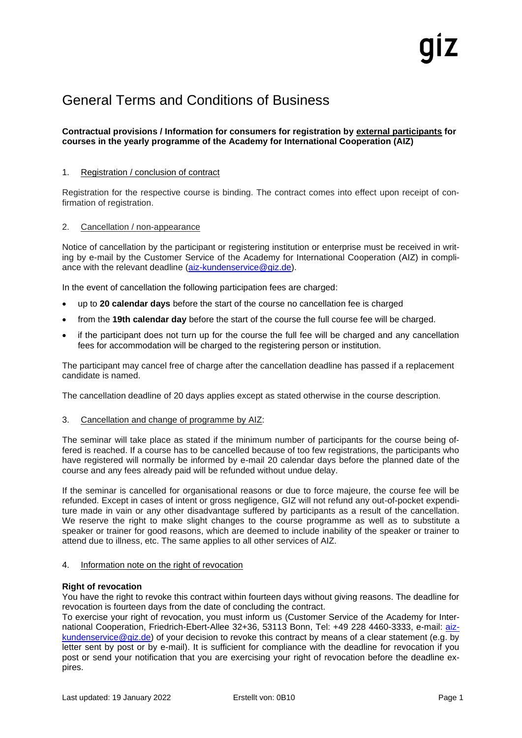# General Terms and Conditions of Business

**Contractual provisions / Information for consumers for registration by external participants for courses in the yearly programme of the Academy for International Cooperation (AIZ)**

1. Registration / conclusion of contract

Registration for the respective course is binding. The contract comes into effect upon receipt of confirmation of registration.

2. Cancellation / non-appearance

Notice of cancellation by the participant or registering institution or enterprise must be received in writing by e-mail by the Customer Service of the Academy for International Cooperation (AIZ) in compliance with the relevant deadline (aiz-kundenservice@giz.de).

In the event of cancellation the following participation fees are charged:

- up to **20 calendar days** before the start of the course no cancellation fee is charged
- from the **19th calendar day** before the start of the course the full course fee will be charged.
- if the participant does not turn up for the course the full fee will be charged and any cancellation fees for accommodation will be charged to the registering person or institution.

The participant may cancel free of charge after the cancellation deadline has passed if a replacement candidate is named.

The cancellation deadline of 20 days applies except as stated otherwise in the course description.

3. Cancellation and change of programme by AIZ:

The seminar will take place as stated if the minimum number of participants for the course being offered is reached. If a course has to be cancelled because of too few registrations, the participants who have registered will normally be informed by e-mail 20 calendar days before the planned date of the course and any fees already paid will be refunded without undue delay.

If the seminar is cancelled for organisational reasons or due to force majeure, the course fee will be refunded. Except in cases of intent or gross negligence, GIZ will not refund any out-of-pocket expenditure made in vain or any other disadvantage suffered by participants as a result of the cancellation. We reserve the right to make slight changes to the course programme as well as to substitute a speaker or trainer for good reasons, which are deemed to include inability of the speaker or trainer to attend due to illness, etc. The same applies to all other services of AIZ.

4. Information note on the right of revocation

**Right of revocation**
You have the right to revoke this contract within fourteen days without giving reasons. The deadline for revocation is fourteen days from the date of concluding the contract.
To exercise your right of revocation, you must inform us (Customer Service of the Academy for International Cooperation, Friedrich-Ebert-Allee 32+36, 53113 Bonn, Tel: +49 228 4460-3333, e-mail: aiz-kundenservice@giz.de) of your decision to revoke this contract by means of a clear statement (e.g. by letter sent by post or by e-mail). It is sufficient for compliance with the deadline for revocation if you post or send your notification that you are exercising your right of revocation before the deadline expires.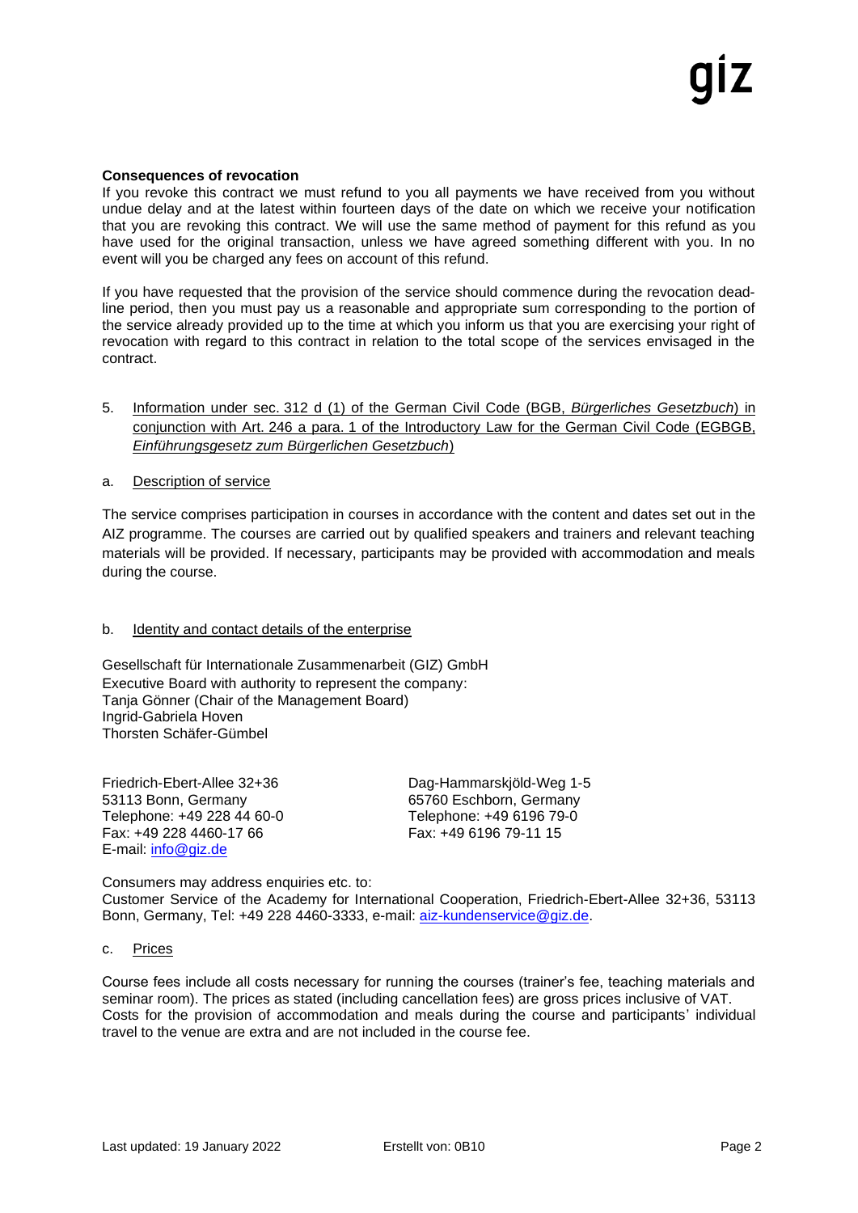**Consequences of revocation**

If you revoke this contract we must refund to you all payments we have received from you without undue delay and at the latest within fourteen days of the date on which we receive your notification that you are revoking this contract. We will use the same method of payment for this refund as you have used for the original transaction, unless we have agreed something different with you. In no event will you be charged any fees on account of this refund.

If you have requested that the provision of the service should commence during the revocation deadline period, then you must pay us a reasonable and appropriate sum corresponding to the portion of the service already provided up to the time at which you inform us that you are exercising your right of revocation with regard to this contract in relation to the total scope of the services envisaged in the contract.

5. Information under sec. 312 d (1) of the German Civil Code (BGB, *Bürgerliches Gesetzbuch*) in conjunction with Art. 246 a para. 1 of the Introductory Law for the German Civil Code (EGBGB, *Einführungsgesetz zum Bürgerlichen Gesetzbuch*)

a. Description of service

The service comprises participation in courses in accordance with the content and dates set out in the AIZ programme. The courses are carried out by qualified speakers and trainers and relevant teaching materials will be provided. If necessary, participants may be provided with accommodation and meals during the course.

b. Identity and contact details of the enterprise

Gesellschaft für Internationale Zusammenarbeit (GIZ) GmbH
Executive Board with authority to represent the company:
Tanja Gönner (Chair of the Management Board)
Ingrid-Gabriela Hoven
Thorsten Schäfer-Gümbel

Friedrich-Ebert-Allee 32+36
53113 Bonn, Germany
Telephone: +49 228 44 60-0
Fax: +49 228 4460-17 66
E-mail: info@giz.de

Dag-Hammarskjöld-Weg 1-5
65760 Eschborn, Germany
Telephone: +49 6196 79-0
Fax: +49 6196 79-11 15

Consumers may address enquiries etc. to:
Customer Service of the Academy for International Cooperation, Friedrich-Ebert-Allee 32+36, 53113 Bonn, Germany, Tel: +49 228 4460-3333, e-mail: aiz-kundenservice@giz.de.

c. Prices

Course fees include all costs necessary for running the courses (trainer's fee, teaching materials and seminar room). The prices as stated (including cancellation fees) are gross prices inclusive of VAT. Costs for the provision of accommodation and meals during the course and participants' individual travel to the venue are extra and are not included in the course fee.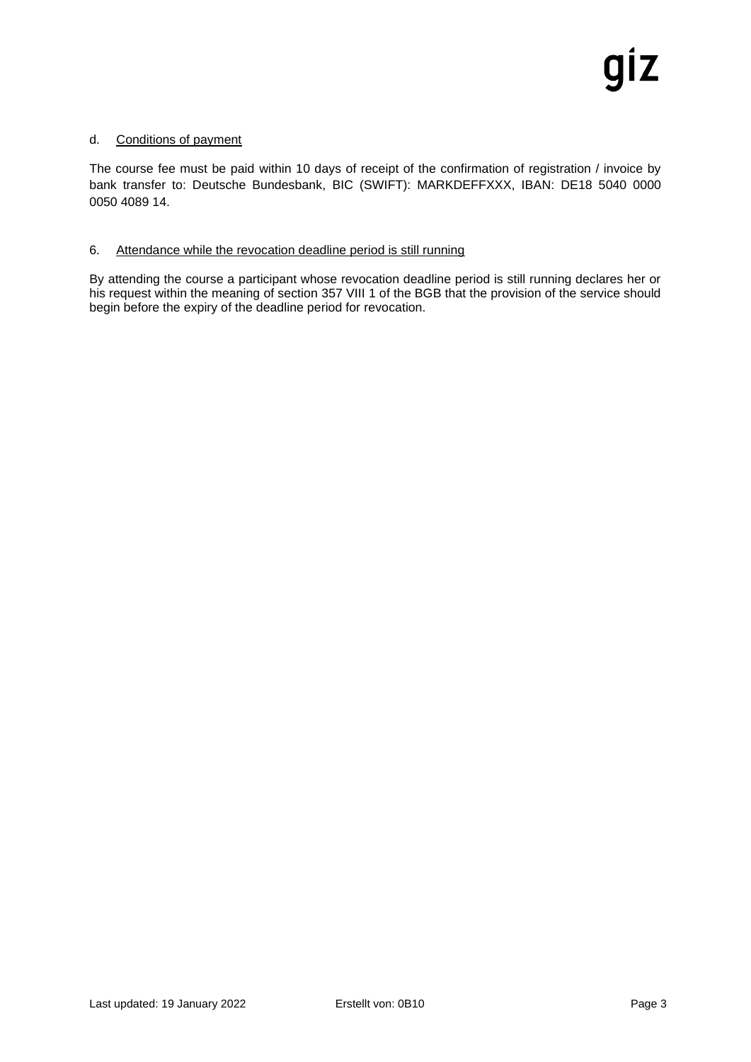d. <u>Conditions of payment</u>

The course fee must be paid within 10 days of receipt of the confirmation of registration / invoice by bank transfer to: Deutsche Bundesbank, BIC (SWIFT): MARKDEFFXXX, IBAN: DE18 5040 0000 0050 4089 14.

6. <u>Attendance while the revocation deadline period is still running</u>

By attending the course a participant whose revocation deadline period is still running declares her or his request within the meaning of section 357 VIII 1 of the BGB that the provision of the service should begin before the expiry of the deadline period for revocation.